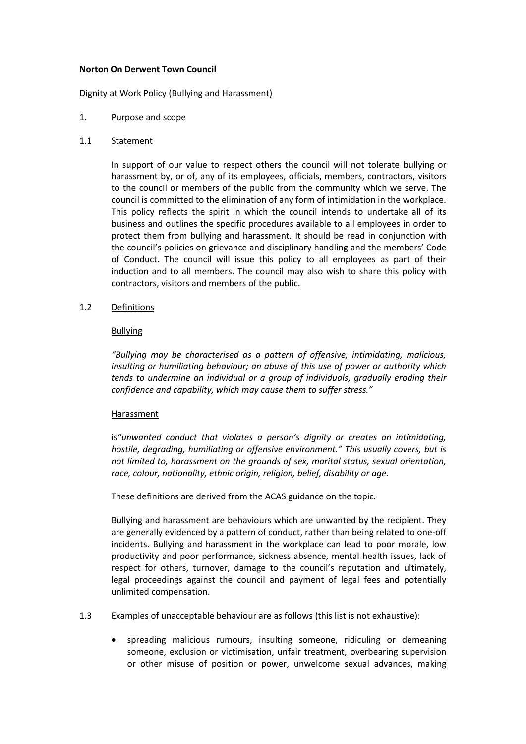**Norton On Derwent Town Council**

Dignity at Work Policy (Bullying and Harassment)

1. Purpose and scope

1.1 Statement

In support of our value to respect others the council will not tolerate bullying or harassment by, or of, any of its employees, officials, members, contractors, visitors to the council or members of the public from the community which we serve. The council is committed to the elimination of any form of intimidation in the workplace. This policy reflects the spirit in which the council intends to undertake all of its business and outlines the specific procedures available to all employees in order to protect them from bullying and harassment. It should be read in conjunction with the council's policies on grievance and disciplinary handling and the members' Code of Conduct. The council will issue this policy to all employees as part of their induction and to all members. The council may also wish to share this policy with contractors, visitors and members of the public.

1.2 Definitions

Bullying

*"Bullying may be characterised as a pattern of offensive, intimidating, malicious, insulting or humiliating behaviour; an abuse of this use of power or authority which tends to undermine an individual or a group of individuals, gradually eroding their confidence and capability, which may cause them to suffer stress."*

Harassment

is*"unwanted conduct that violates a person's dignity or creates an intimidating, hostile, degrading, humiliating or offensive environment." This usually covers, but is not limited to, harassment on the grounds of sex, marital status, sexual orientation, race, colour, nationality, ethnic origin, religion, belief, disability or age.*

These definitions are derived from the ACAS guidance on the topic.

Bullying and harassment are behaviours which are unwanted by the recipient. They are generally evidenced by a pattern of conduct, rather than being related to one-off incidents. Bullying and harassment in the workplace can lead to poor morale, low productivity and poor performance, sickness absence, mental health issues, lack of respect for others, turnover, damage to the council's reputation and ultimately, legal proceedings against the council and payment of legal fees and potentially unlimited compensation.

1.3 Examples of unacceptable behaviour are as follows (this list is not exhaustive):

- spreading malicious rumours, insulting someone, ridiculing or demeaning someone, exclusion or victimisation, unfair treatment, overbearing supervision or other misuse of position or power, unwelcome sexual advances, making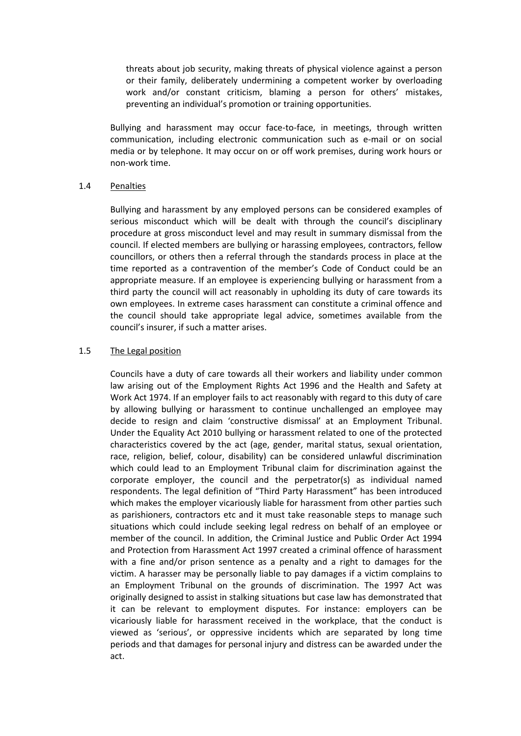threats about job security, making threats of physical violence against a person or their family, deliberately undermining a competent worker by overloading work and/or constant criticism, blaming a person for others' mistakes, preventing an individual's promotion or training opportunities.

Bullying and harassment may occur face-to-face, in meetings, through written communication, including electronic communication such as e-mail or on social media or by telephone. It may occur on or off work premises, during work hours or non-work time.

### 1.4 Penalties

Bullying and harassment by any employed persons can be considered examples of serious misconduct which will be dealt with through the council's disciplinary procedure at gross misconduct level and may result in summary dismissal from the council. If elected members are bullying or harassing employees, contractors, fellow councillors, or others then a referral through the standards process in place at the time reported as a contravention of the member's Code of Conduct could be an appropriate measure. If an employee is experiencing bullying or harassment from a third party the council will act reasonably in upholding its duty of care towards its own employees. In extreme cases harassment can constitute a criminal offence and the council should take appropriate legal advice, sometimes available from the council's insurer, if such a matter arises.

### 1.5 The Legal position

Councils have a duty of care towards all their workers and liability under common law arising out of the Employment Rights Act 1996 and the Health and Safety at Work Act 1974. If an employer fails to act reasonably with regard to this duty of care by allowing bullying or harassment to continue unchallenged an employee may decide to resign and claim 'constructive dismissal' at an Employment Tribunal. Under the Equality Act 2010 bullying or harassment related to one of the protected characteristics covered by the act (age, gender, marital status, sexual orientation, race, religion, belief, colour, disability) can be considered unlawful discrimination which could lead to an Employment Tribunal claim for discrimination against the corporate employer, the council and the perpetrator(s) as individual named respondents. The legal definition of "Third Party Harassment" has been introduced which makes the employer vicariously liable for harassment from other parties such as parishioners, contractors etc and it must take reasonable steps to manage such situations which could include seeking legal redress on behalf of an employee or member of the council. In addition, the Criminal Justice and Public Order Act 1994 and Protection from Harassment Act 1997 created a criminal offence of harassment with a fine and/or prison sentence as a penalty and a right to damages for the victim. A harasser may be personally liable to pay damages if a victim complains to an Employment Tribunal on the grounds of discrimination. The 1997 Act was originally designed to assist in stalking situations but case law has demonstrated that it can be relevant to employment disputes. For instance: employers can be vicariously liable for harassment received in the workplace, that the conduct is viewed as 'serious', or oppressive incidents which are separated by long time periods and that damages for personal injury and distress can be awarded under the act.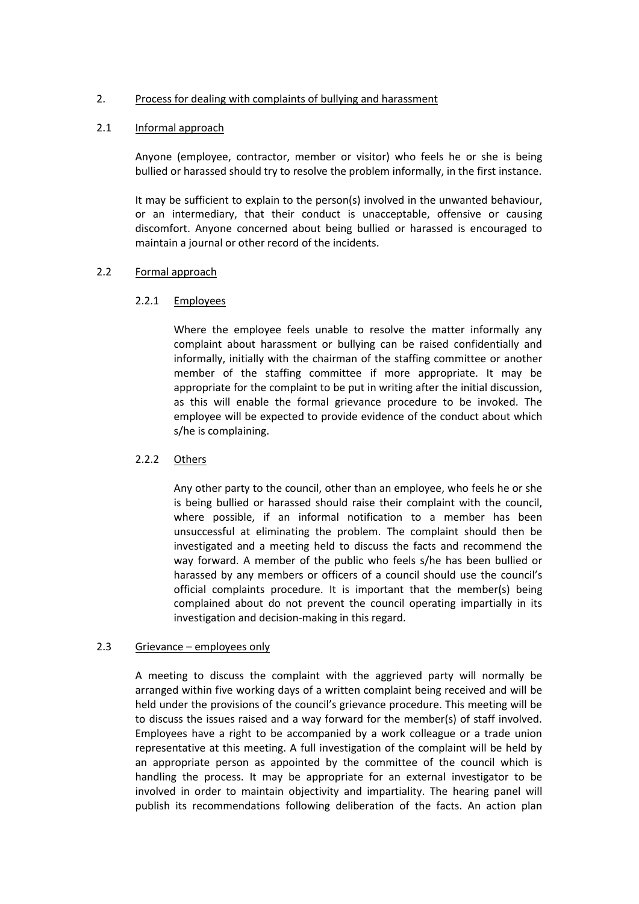## 2. Process for dealing with complaints of bullying and harassment

### 2.1 Informal approach

Anyone (employee, contractor, member or visitor) who feels he or she is being bullied or harassed should try to resolve the problem informally, in the first instance.

It may be sufficient to explain to the person(s) involved in the unwanted behaviour, or an intermediary, that their conduct is unacceptable, offensive or causing discomfort. Anyone concerned about being bullied or harassed is encouraged to maintain a journal or other record of the incidents.

### 2.2 Formal approach

#### 2.2.1 Employees

Where the employee feels unable to resolve the matter informally any complaint about harassment or bullying can be raised confidentially and informally, initially with the chairman of the staffing committee or another member of the staffing committee if more appropriate. It may be appropriate for the complaint to be put in writing after the initial discussion, as this will enable the formal grievance procedure to be invoked. The employee will be expected to provide evidence of the conduct about which s/he is complaining.

#### 2.2.2 Others

Any other party to the council, other than an employee, who feels he or she is being bullied or harassed should raise their complaint with the council, where possible, if an informal notification to a member has been unsuccessful at eliminating the problem. The complaint should then be investigated and a meeting held to discuss the facts and recommend the way forward. A member of the public who feels s/he has been bullied or harassed by any members or officers of a council should use the council's official complaints procedure. It is important that the member(s) being complained about do not prevent the council operating impartially in its investigation and decision-making in this regard.

### 2.3 Grievance – employees only

A meeting to discuss the complaint with the aggrieved party will normally be arranged within five working days of a written complaint being received and will be held under the provisions of the council's grievance procedure. This meeting will be to discuss the issues raised and a way forward for the member(s) of staff involved. Employees have a right to be accompanied by a work colleague or a trade union representative at this meeting. A full investigation of the complaint will be held by an appropriate person as appointed by the committee of the council which is handling the process. It may be appropriate for an external investigator to be involved in order to maintain objectivity and impartiality. The hearing panel will publish its recommendations following deliberation of the facts. An action plan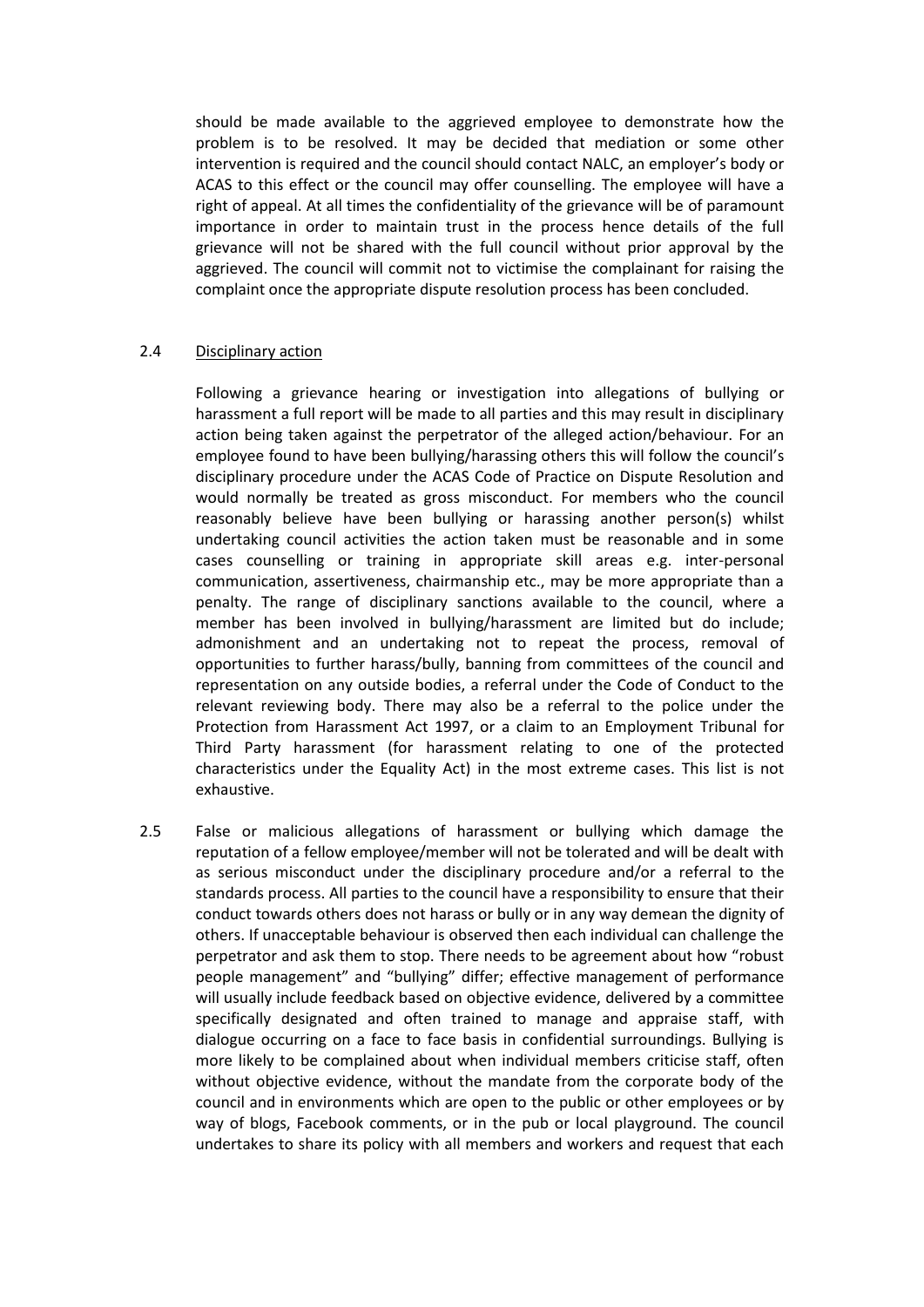should be made available to the aggrieved employee to demonstrate how the problem is to be resolved. It may be decided that mediation or some other intervention is required and the council should contact NALC, an employer's body or ACAS to this effect or the council may offer counselling. The employee will have a right of appeal. At all times the confidentiality of the grievance will be of paramount importance in order to maintain trust in the process hence details of the full grievance will not be shared with the full council without prior approval by the aggrieved. The council will commit not to victimise the complainant for raising the complaint once the appropriate dispute resolution process has been concluded.

2.4 <u>Disciplinary action</u>

Following a grievance hearing or investigation into allegations of bullying or harassment a full report will be made to all parties and this may result in disciplinary action being taken against the perpetrator of the alleged action/behaviour. For an employee found to have been bullying/harassing others this will follow the council's disciplinary procedure under the ACAS Code of Practice on Dispute Resolution and would normally be treated as gross misconduct. For members who the council reasonably believe have been bullying or harassing another person(s) whilst undertaking council activities the action taken must be reasonable and in some cases counselling or training in appropriate skill areas e.g. inter-personal communication, assertiveness, chairmanship etc., may be more appropriate than a penalty. The range of disciplinary sanctions available to the council, where a member has been involved in bullying/harassment are limited but do include; admonishment and an undertaking not to repeat the process, removal of opportunities to further harass/bully, banning from committees of the council and representation on any outside bodies, a referral under the Code of Conduct to the relevant reviewing body. There may also be a referral to the police under the Protection from Harassment Act 1997, or a claim to an Employment Tribunal for Third Party harassment (for harassment relating to one of the protected characteristics under the Equality Act) in the most extreme cases. This list is not exhaustive.

2.5 False or malicious allegations of harassment or bullying which damage the reputation of a fellow employee/member will not be tolerated and will be dealt with as serious misconduct under the disciplinary procedure and/or a referral to the standards process. All parties to the council have a responsibility to ensure that their conduct towards others does not harass or bully or in any way demean the dignity of others. If unacceptable behaviour is observed then each individual can challenge the perpetrator and ask them to stop. There needs to be agreement about how "robust people management" and "bullying" differ; effective management of performance will usually include feedback based on objective evidence, delivered by a committee specifically designated and often trained to manage and appraise staff, with dialogue occurring on a face to face basis in confidential surroundings. Bullying is more likely to be complained about when individual members criticise staff, often without objective evidence, without the mandate from the corporate body of the council and in environments which are open to the public or other employees or by way of blogs, Facebook comments, or in the pub or local playground. The council undertakes to share its policy with all members and workers and request that each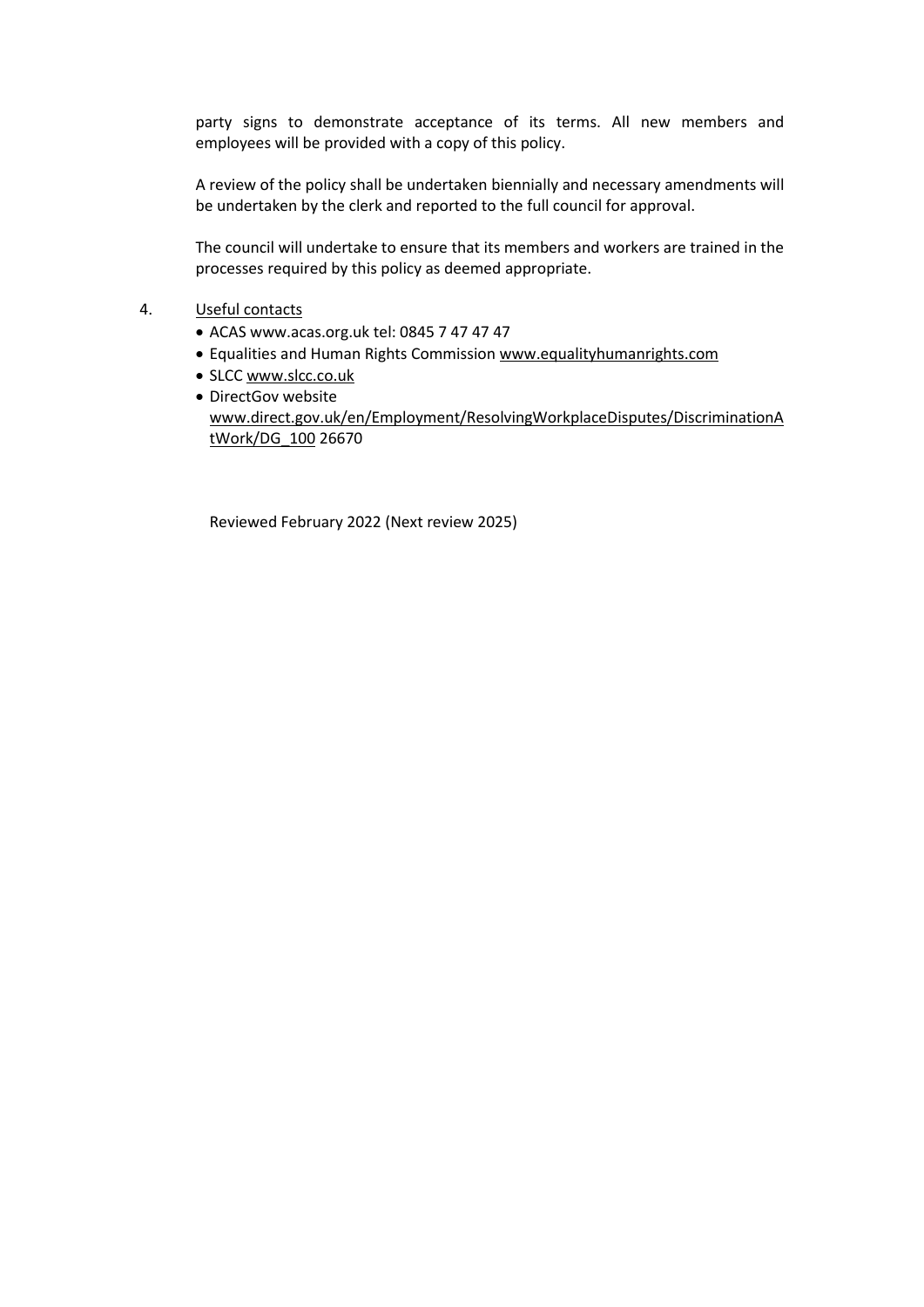party signs to demonstrate acceptance of its terms. All new members and employees will be provided with a copy of this policy.

A review of the policy shall be undertaken biennially and necessary amendments will be undertaken by the clerk and reported to the full council for approval.

The council will undertake to ensure that its members and workers are trained in the processes required by this policy as deemed appropriate.

4. Useful contacts

- ACAS www.acas.org.uk tel: 0845 7 47 47 47
- Equalities and Human Rights Commission www.equalityhumanrights.com
- SLCC www.slcc.co.uk
- DirectGov website www.direct.gov.uk/en/Employment/ResolvingWorkplaceDisputes/DiscriminationAtWork/DG_100 26670

Reviewed February 2022 (Next review 2025)